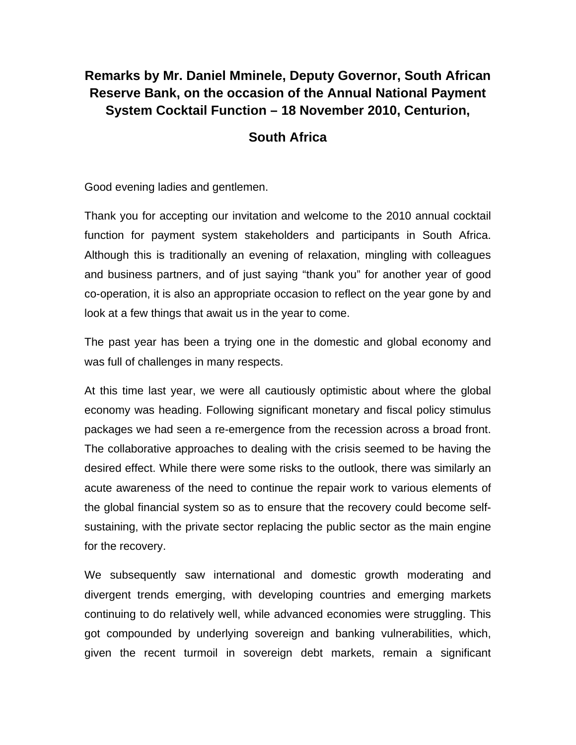# Remarks by Mr. Daniel Mminele, Deputy Governor, South African Reserve Bank, on the occasion of the Annual National Payment System Cocktail Function – 18 November 2010, Centurion, South Africa

Good evening ladies and gentlemen.

Thank you for accepting our invitation and welcome to the 2010 annual cocktail function for payment system stakeholders and participants in South Africa. Although this is traditionally an evening of relaxation, mingling with colleagues and business partners, and of just saying "thank you" for another year of good co-operation, it is also an appropriate occasion to reflect on the year gone by and look at a few things that await us in the year to come.

The past year has been a trying one in the domestic and global economy and was full of challenges in many respects.

At this time last year, we were all cautiously optimistic about where the global economy was heading. Following significant monetary and fiscal policy stimulus packages we had seen a re-emergence from the recession across a broad front. The collaborative approaches to dealing with the crisis seemed to be having the desired effect. While there were some risks to the outlook, there was similarly an acute awareness of the need to continue the repair work to various elements of the global financial system so as to ensure that the recovery could become self-sustaining, with the private sector replacing the public sector as the main engine for the recovery.

We subsequently saw international and domestic growth moderating and divergent trends emerging, with developing countries and emerging markets continuing to do relatively well, while advanced economies were struggling. This got compounded by underlying sovereign and banking vulnerabilities, which, given the recent turmoil in sovereign debt markets, remain a significant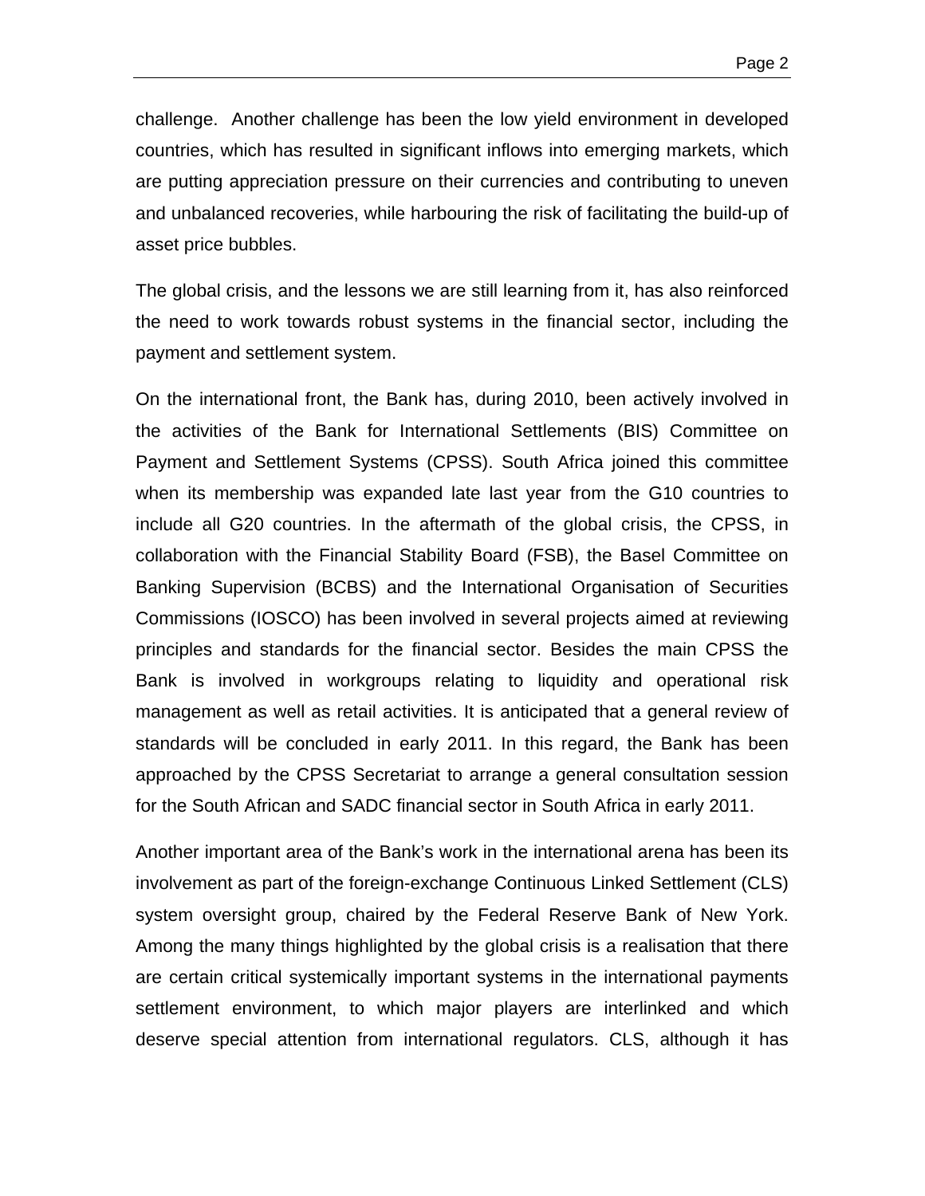challenge. Another challenge has been the low yield environment in developed countries, which has resulted in significant inflows into emerging markets, which are putting appreciation pressure on their currencies and contributing to uneven and unbalanced recoveries, while harbouring the risk of facilitating the build-up of asset price bubbles.

The global crisis, and the lessons we are still learning from it, has also reinforced the need to work towards robust systems in the financial sector, including the payment and settlement system.

On the international front, the Bank has, during 2010, been actively involved in the activities of the Bank for International Settlements (BIS) Committee on Payment and Settlement Systems (CPSS). South Africa joined this committee when its membership was expanded late last year from the G10 countries to include all G20 countries. In the aftermath of the global crisis, the CPSS, in collaboration with the Financial Stability Board (FSB), the Basel Committee on Banking Supervision (BCBS) and the International Organisation of Securities Commissions (IOSCO) has been involved in several projects aimed at reviewing principles and standards for the financial sector. Besides the main CPSS the Bank is involved in workgroups relating to liquidity and operational risk management as well as retail activities. It is anticipated that a general review of standards will be concluded in early 2011. In this regard, the Bank has been approached by the CPSS Secretariat to arrange a general consultation session for the South African and SADC financial sector in South Africa in early 2011.

Another important area of the Bank's work in the international arena has been its involvement as part of the foreign-exchange Continuous Linked Settlement (CLS) system oversight group, chaired by the Federal Reserve Bank of New York. Among the many things highlighted by the global crisis is a realisation that there are certain critical systemically important systems in the international payments settlement environment, to which major players are interlinked and which deserve special attention from international regulators. CLS, although it has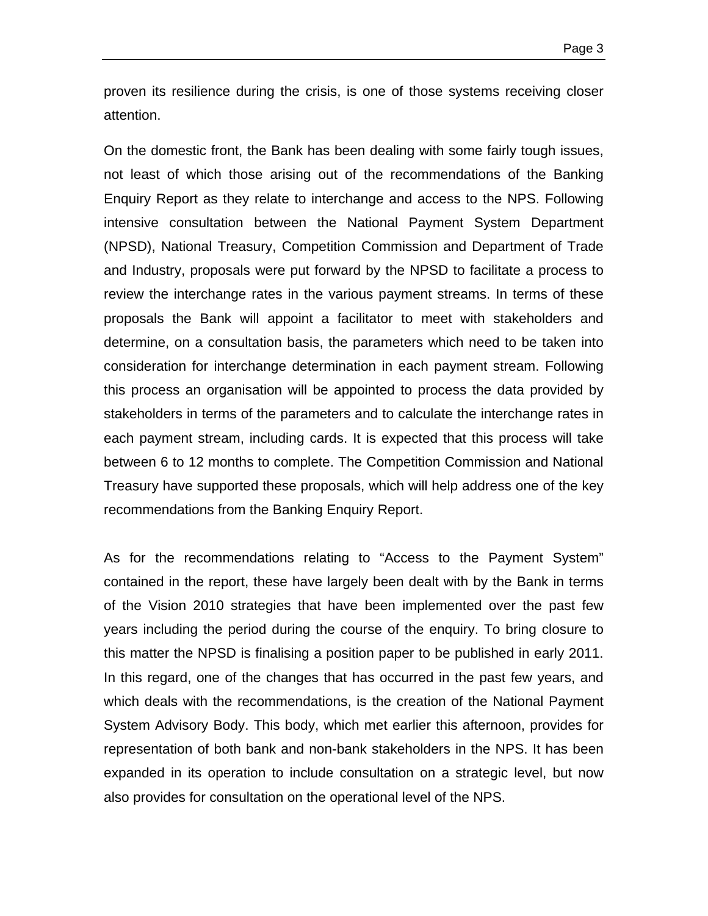proven its resilience during the crisis, is one of those systems receiving closer attention.

On the domestic front, the Bank has been dealing with some fairly tough issues, not least of which those arising out of the recommendations of the Banking Enquiry Report as they relate to interchange and access to the NPS. Following intensive consultation between the National Payment System Department (NPSD), National Treasury, Competition Commission and Department of Trade and Industry, proposals were put forward by the NPSD to facilitate a process to review the interchange rates in the various payment streams. In terms of these proposals the Bank will appoint a facilitator to meet with stakeholders and determine, on a consultation basis, the parameters which need to be taken into consideration for interchange determination in each payment stream. Following this process an organisation will be appointed to process the data provided by stakeholders in terms of the parameters and to calculate the interchange rates in each payment stream, including cards. It is expected that this process will take between 6 to 12 months to complete. The Competition Commission and National Treasury have supported these proposals, which will help address one of the key recommendations from the Banking Enquiry Report.

As for the recommendations relating to "Access to the Payment System" contained in the report, these have largely been dealt with by the Bank in terms of the Vision 2010 strategies that have been implemented over the past few years including the period during the course of the enquiry. To bring closure to this matter the NPSD is finalising a position paper to be published in early 2011. In this regard, one of the changes that has occurred in the past few years, and which deals with the recommendations, is the creation of the National Payment System Advisory Body. This body, which met earlier this afternoon, provides for representation of both bank and non-bank stakeholders in the NPS. It has been expanded in its operation to include consultation on a strategic level, but now also provides for consultation on the operational level of the NPS.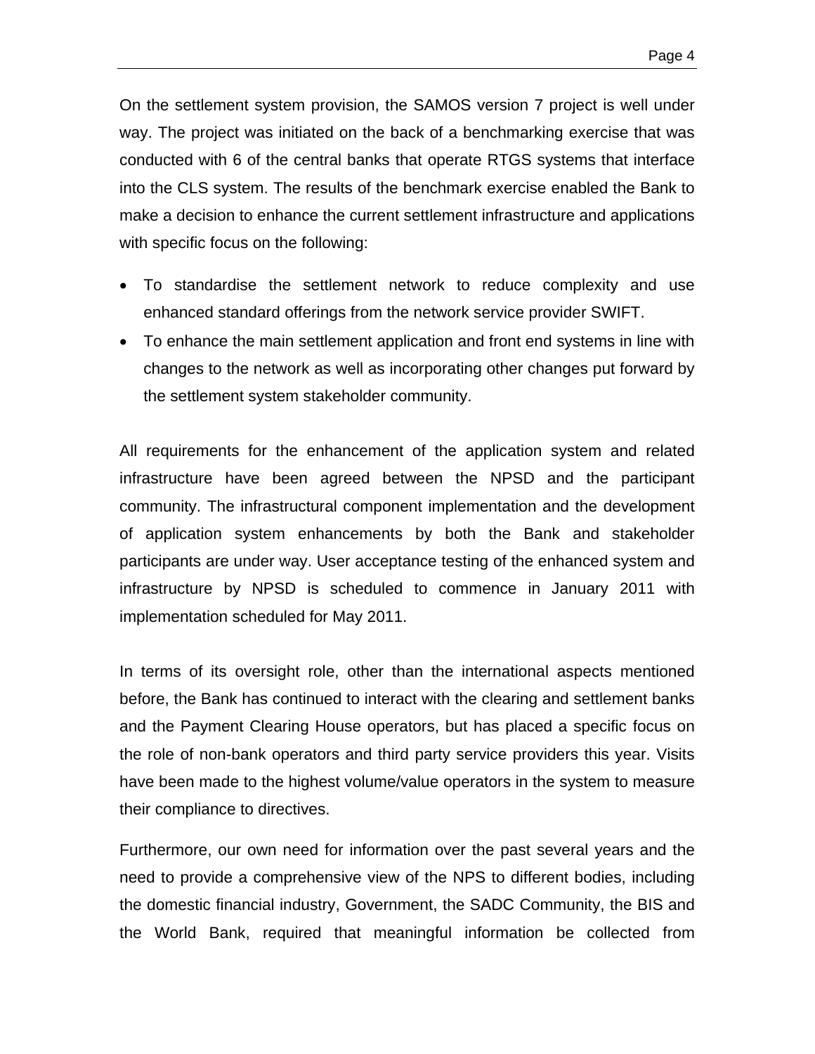On the settlement system provision, the SAMOS version 7 project is well under way. The project was initiated on the back of a benchmarking exercise that was conducted with 6 of the central banks that operate RTGS systems that interface into the CLS system. The results of the benchmark exercise enabled the Bank to make a decision to enhance the current settlement infrastructure and applications with specific focus on the following:

- To standardise the settlement network to reduce complexity and use enhanced standard offerings from the network service provider SWIFT.
- To enhance the main settlement application and front end systems in line with changes to the network as well as incorporating other changes put forward by the settlement system stakeholder community.

All requirements for the enhancement of the application system and related infrastructure have been agreed between the NPSD and the participant community. The infrastructural component implementation and the development of application system enhancements by both the Bank and stakeholder participants are under way. User acceptance testing of the enhanced system and infrastructure by NPSD is scheduled to commence in January 2011 with implementation scheduled for May 2011.

In terms of its oversight role, other than the international aspects mentioned before, the Bank has continued to interact with the clearing and settlement banks and the Payment Clearing House operators, but has placed a specific focus on the role of non-bank operators and third party service providers this year. Visits have been made to the highest volume/value operators in the system to measure their compliance to directives.

Furthermore, our own need for information over the past several years and the need to provide a comprehensive view of the NPS to different bodies, including the domestic financial industry, Government, the SADC Community, the BIS and the World Bank, required that meaningful information be collected from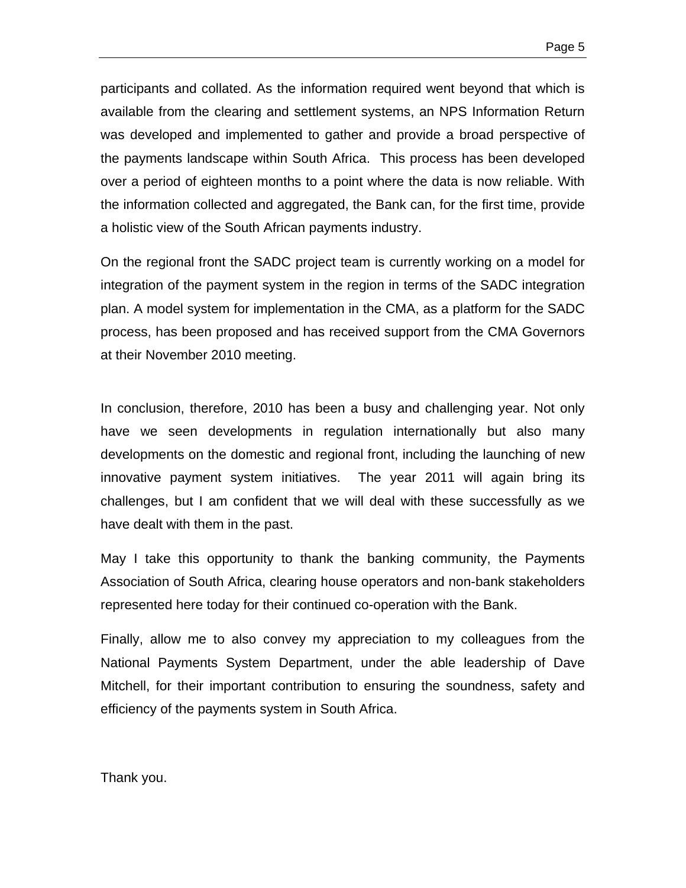participants and collated. As the information required went beyond that which is available from the clearing and settlement systems, an NPS Information Return was developed and implemented to gather and provide a broad perspective of the payments landscape within South Africa. This process has been developed over a period of eighteen months to a point where the data is now reliable. With the information collected and aggregated, the Bank can, for the first time, provide a holistic view of the South African payments industry.

On the regional front the SADC project team is currently working on a model for integration of the payment system in the region in terms of the SADC integration plan. A model system for implementation in the CMA, as a platform for the SADC process, has been proposed and has received support from the CMA Governors at their November 2010 meeting.

In conclusion, therefore, 2010 has been a busy and challenging year. Not only have we seen developments in regulation internationally but also many developments on the domestic and regional front, including the launching of new innovative payment system initiatives. The year 2011 will again bring its challenges, but I am confident that we will deal with these successfully as we have dealt with them in the past.

May I take this opportunity to thank the banking community, the Payments Association of South Africa, clearing house operators and non-bank stakeholders represented here today for their continued co-operation with the Bank.

Finally, allow me to also convey my appreciation to my colleagues from the National Payments System Department, under the able leadership of Dave Mitchell, for their important contribution to ensuring the soundness, safety and efficiency of the payments system in South Africa.

Thank you.